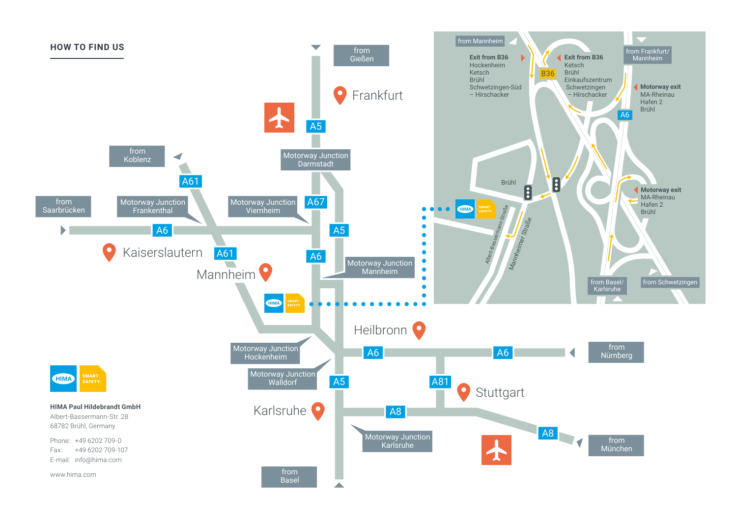## HOW TO FIND US

from Gießen

Frankfurt

A5

Motorway Junction Darmstadt

from Koblenz

A61

from Saarbrücken

Motorway Junction Frankenthal

Motorway Junction Viernheim

A67

A6

A5

Kaiserslautern

A61

A6

Motorway Junction Mannheim

Mannheim

Heilbronn

Motorway Junction Hockenheim

A6

A6

from Nürnberg

Motorway Junction Walldorf

A5

A81

Stuttgart

Karlsruhe

A8

A8

Motorway Junction Karlsruhe

from München

from Basel

from Mannheim

**Exit from B36**
Hockenheim
Ketsch
Brühl
Schwetzingen-Süd
– Hirschacker

B36

**Exit from B36**
Ketsch
Brühl
Einkaufszentrum
Schwetzingen
– Hirschacker

from Frankfurt/ Mannheim

**Motorway exit**
MA-Rheinau
Hafen 2
Brühl

A6

Brühl

Albert-Bassermann-Straße

Mannheimer Straße

**Motorway exit**
MA-Rheinau
Hafen 2
Brühl

from Basel/ Karlsruhe

from Schwetzingen

HIMA SMART SAFETY.

**HIMA Paul Hildebrandt GmbH**
Albert-Bassermann-Str. 28
68782 Brühl, Germany

Phone: +49 6202 709-0
Fax: +49 6202 709-107
E-mail: info@hima.com

www.hima.com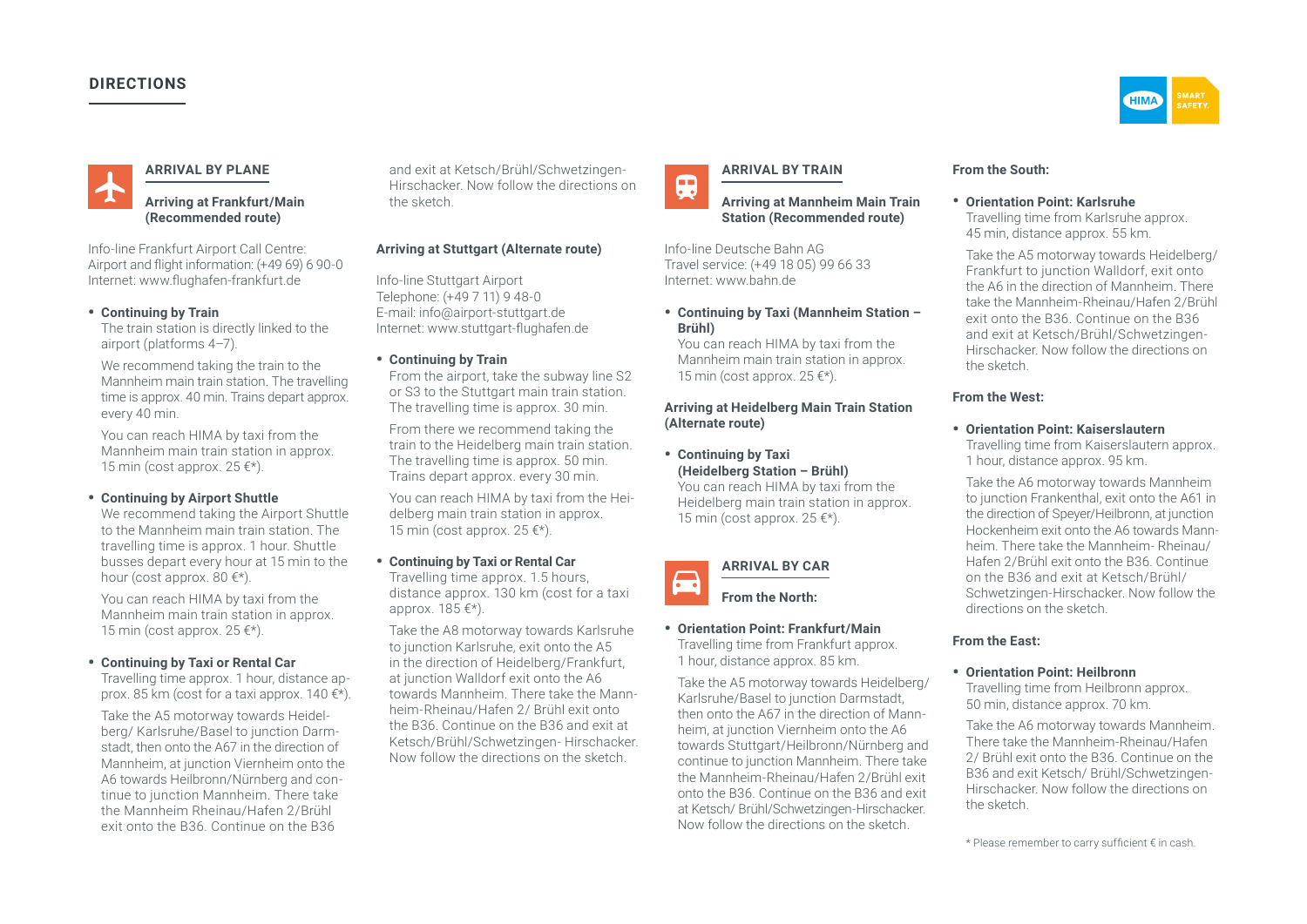## DIRECTIONS

### ARRIVAL BY PLANE

**Arriving at Frankfurt/Main (Recommended route)**

Info-line Frankfurt Airport Call Centre:
Airport and flight information: (+49 69) 6 90-0
Internet: www.flughafen-frankfurt.de

- **Continuing by Train**
  The train station is directly linked to the airport (platforms 4–7).

  We recommend taking the train to the Mannheim main train station. The travelling time is approx. 40 min. Trains depart approx. every 40 min.

  You can reach HIMA by taxi from the Mannheim main train station in approx. 15 min (cost approx. 25 €*).

- **Continuing by Airport Shuttle**
  We recommend taking the Airport Shuttle to the Mannheim main train station. The travelling time is approx. 1 hour. Shuttle busses depart every hour at 15 min to the hour (cost approx. 80 €*).

  You can reach HIMA by taxi from the Mannheim main train station in approx. 15 min (cost approx. 25 €*).

- **Continuing by Taxi or Rental Car**
  Travelling time approx. 1 hour, distance approx. 85 km (cost for a taxi approx. 140 €*).

  Take the A5 motorway towards Heidelberg/ Karlsruhe/Basel to junction Darmstadt, then onto the A67 in the direction of Mannheim, at junction Viernheim onto the A6 towards Heilbronn/Nürnberg and continue to junction Mannheim. There take the Mannheim Rheinau/Hafen 2/Brühl exit onto the B36. Continue on the B36 and exit at Ketsch/Brühl/Schwetzingen-Hirschacker. Now follow the directions on the sketch.

**Arriving at Stuttgart (Alternate route)**

Info-line Stuttgart Airport
Telephone: (+49 7 11) 9 48-0
E-mail: info@airport-stuttgart.de
Internet: www.stuttgart-flughafen.de

- **Continuing by Train**
  From the airport, take the subway line S2 or S3 to the Stuttgart main train station. The travelling time is approx. 30 min.

  From there we recommend taking the train to the Heidelberg main train station. The travelling time is approx. 50 min. Trains depart approx. every 30 min.

  You can reach HIMA by taxi from the Heidelberg main train station in approx. 15 min (cost approx. 25 €*).

- **Continuing by Taxi or Rental Car**
  Travelling time approx. 1.5 hours, distance approx. 130 km (cost for a taxi approx. 185 €*).

  Take the A8 motorway towards Karlsruhe to junction Karlsruhe, exit onto the A5 in the direction of Heidelberg/Frankfurt, at junction Walldorf exit onto the A6 towards Mannheim. There take the Mannheim-Rheinau/Hafen 2/ Brühl exit onto the B36. Continue on the B36 and exit at Ketsch/Brühl/Schwetzingen- Hirschacker. Now follow the directions on the sketch.

### ARRIVAL BY TRAIN

**Arriving at Mannheim Main Train Station (Recommended route)**

Info-line Deutsche Bahn AG
Travel service: (+49 18 05) 99 66 33
Internet: www.bahn.de

- **Continuing by Taxi (Mannheim Station – Brühl)**
  You can reach HIMA by taxi from the Mannheim main train station in approx. 15 min (cost approx. 25 €*).

**Arriving at Heidelberg Main Train Station (Alternate route)**

- **Continuing by Taxi (Heidelberg Station – Brühl)**
  You can reach HIMA by taxi from the Heidelberg main train station in approx. 15 min (cost approx. 25 €*).

### ARRIVAL BY CAR

**From the North:**

- **Orientation Point: Frankfurt/Main**
  Travelling time from Frankfurt approx. 1 hour, distance approx. 85 km.

  Take the A5 motorway towards Heidelberg/ Karlsruhe/Basel to junction Darmstadt, then onto the A67 in the direction of Mannheim, at junction Viernheim onto the A6 towards Stuttgart/Heilbronn/Nürnberg and continue to junction Mannheim. There take the Mannheim-Rheinau/Hafen 2/Brühl exit onto the B36. Continue on the B36 and exit at Ketsch/ Brühl/Schwetzingen-Hirschacker. Now follow the directions on the sketch.

**From the South:**

- **Orientation Point: Karlsruhe**
  Travelling time from Karlsruhe approx. 45 min, distance approx. 55 km.

  Take the A5 motorway towards Heidelberg/ Frankfurt to junction Walldorf, exit onto the A6 in the direction of Mannheim. There take the Mannheim-Rheinau/Hafen 2/Brühl exit onto the B36. Continue on the B36 and exit at Ketsch/Brühl/Schwetzingen-Hirschacker. Now follow the directions on the sketch.

**From the West:**

- **Orientation Point: Kaiserslautern**
  Travelling time from Kaiserslautern approx. 1 hour, distance approx. 95 km.

  Take the A6 motorway towards Mannheim to junction Frankenthal, exit onto the A61 in the direction of Speyer/Heilbronn, at junction Hockenheim exit onto the A6 towards Mannheim. There take the Mannheim- Rheinau/ Hafen 2/Brühl exit onto the B36. Continue on the B36 and exit at Ketsch/Brühl/ Schwetzingen-Hirschacker. Now follow the directions on the sketch.

**From the East:**

- **Orientation Point: Heilbronn**
  Travelling time from Heilbronn approx. 50 min, distance approx. 70 km.

  Take the A6 motorway towards Mannheim. There take the Mannheim-Rheinau/Hafen 2/ Brühl exit onto the B36. Continue on the B36 and exit Ketsch/ Brühl/Schwetzingen-Hirschacker. Now follow the directions on the sketch.

\* Please remember to carry sufficient € in cash.